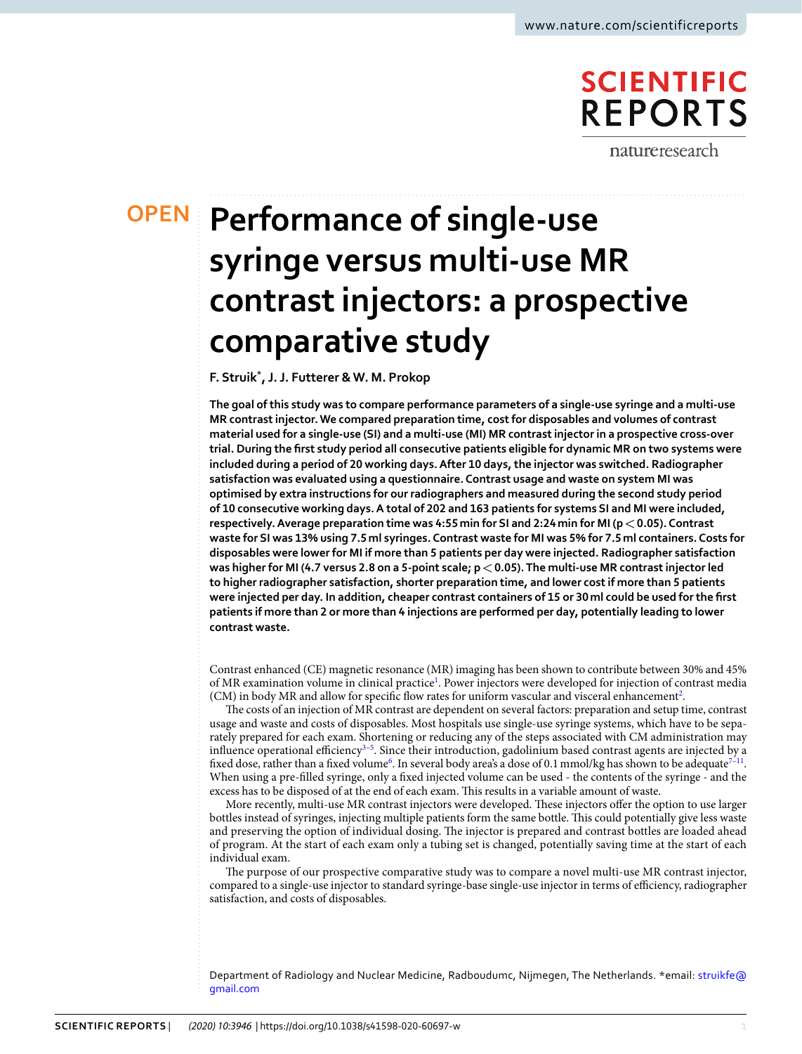OPEN

# Performance of single-use syringe versus multi-use MR contrast injectors: a prospective comparative study

**F. Struik*, J. J. Futterer & W. M. Prokop**

**The goal of this study was to compare performance parameters of a single-use syringe and a multi-use MR contrast injector. We compared preparation time, cost for disposables and volumes of contrast material used for a single-use (SI) and a multi-use (MI) MR contrast injector in a prospective cross-over trial. During the first study period all consecutive patients eligible for dynamic MR on two systems were included during a period of 20 working days. After 10 days, the injector was switched. Radiographer satisfaction was evaluated using a questionnaire. Contrast usage and waste on system MI was optimised by extra instructions for our radiographers and measured during the second study period of 10 consecutive working days. A total of 202 and 163 patients for systems SI and MI were included, respectively. Average preparation time was 4:55 min for SI and 2:24 min for MI ($p < 0.05$). Contrast waste for SI was 13% using 7.5 ml syringes. Contrast waste for MI was 5% for 7.5 ml containers. Costs for disposables were lower for MI if more than 5 patients per day were injected. Radiographer satisfaction was higher for MI (4.7 versus 2.8 on a 5-point scale; $p < 0.05$). The multi-use MR contrast injector led to higher radiographer satisfaction, shorter preparation time, and lower cost if more than 5 patients were injected per day. In addition, cheaper contrast containers of 15 or 30 ml could be used for the first patients if more than 2 or more than 4 injections are performed per day, potentially leading to lower contrast waste.**

Contrast enhanced (CE) magnetic resonance (MR) imaging has been shown to contribute between 30% and 45% of MR examination volume in clinical practice[1]. Power injectors were developed for injection of contrast media (CM) in body MR and allow for specific flow rates for uniform vascular and visceral enhancement[2].

The costs of an injection of MR contrast are dependent on several factors: preparation and setup time, contrast usage and waste and costs of disposables. Most hospitals use single-use syringe systems, which have to be separately prepared for each exam. Shortening or reducing any of the steps associated with CM administration may influence operational efficiency[3–5]. Since their introduction, gadolinium based contrast agents are injected by a fixed dose, rather than a fixed volume[6]. In several body area's a dose of 0.1 mmol/kg has shown to be adequate[7–11]. When using a pre-filled syringe, only a fixed injected volume can be used - the contents of the syringe - and the excess has to be disposed of at the end of each exam. This results in a variable amount of waste.

More recently, multi-use MR contrast injectors were developed. These injectors offer the option to use larger bottles instead of syringes, injecting multiple patients form the same bottle. This could potentially give less waste and preserving the option of individual dosing. The injector is prepared and contrast bottles are loaded ahead of program. At the start of each exam only a tubing set is changed, potentially saving time at the start of each individual exam.

The purpose of our prospective comparative study was to compare a novel multi-use MR contrast injector, compared to a single-use injector to standard syringe-base single-use injector in terms of efficiency, radiographer satisfaction, and costs of disposables.

Department of Radiology and Nuclear Medicine, Radboudumc, Nijmegen, The Netherlands. *email: struikfe@gmail.com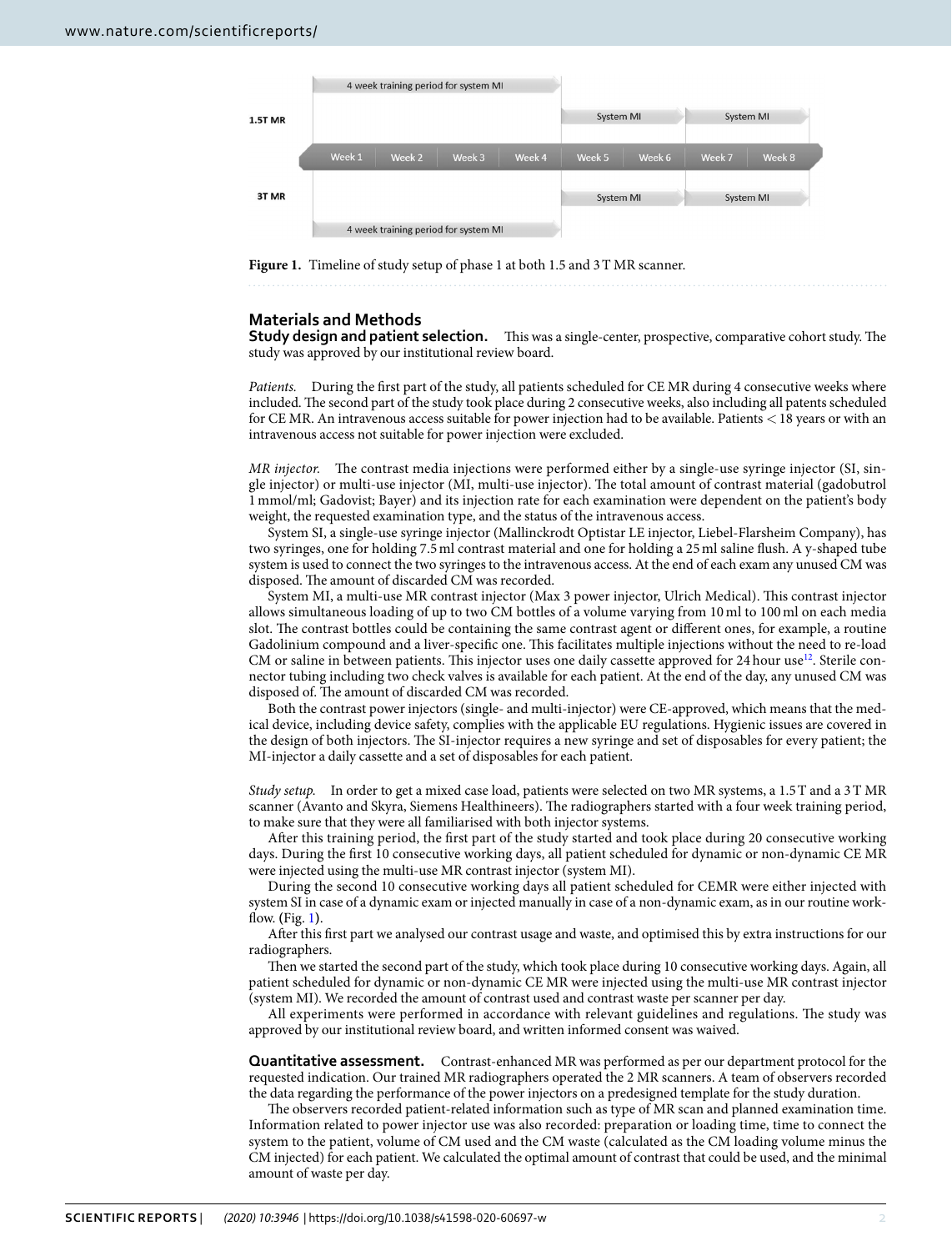Figure 1. Timeline of study setup of phase 1 at both 1.5 and 3 T MR scanner.

## Materials and Methods

### Study design and patient selection.

This was a single-center, prospective, comparative cohort study. The study was approved by our institutional review board.

*Patients.* During the first part of the study, all patients scheduled for CE MR during 4 consecutive weeks where included. The second part of the study took place during 2 consecutive weeks, also including all patents scheduled for CE MR. An intravenous access suitable for power injection had to be available. Patients < 18 years or with an intravenous access not suitable for power injection were excluded.

*MR injector.* The contrast media injections were performed either by a single-use syringe injector (SI, single injector) or multi-use injector (MI, multi-use injector). The total amount of contrast material (gadobutrol 1 mmol/ml; Gadovist; Bayer) and its injection rate for each examination were dependent on the patient's body weight, the requested examination type, and the status of the intravenous access.

System SI, a single-use syringe injector (Mallinckrodt Optistar LE injector, Liebel-Flarsheim Company), has two syringes, one for holding 7.5 ml contrast material and one for holding a 25 ml saline flush. A y-shaped tube system is used to connect the two syringes to the intravenous access. At the end of each exam any unused CM was disposed. The amount of discarded CM was recorded.

System MI, a multi-use MR contrast injector (Max 3 power injector, Ulrich Medical). This contrast injector allows simultaneous loading of up to two CM bottles of a volume varying from 10 ml to 100 ml on each media slot. The contrast bottles could be containing the same contrast agent or different ones, for example, a routine Gadolinium compound and a liver-specific one. This facilitates multiple injections without the need to re-load CM or saline in between patients. This injector uses one daily cassette approved for 24 hour use[12]. Sterile connector tubing including two check valves is available for each patient. At the end of the day, any unused CM was disposed of. The amount of discarded CM was recorded.

Both the contrast power injectors (single- and multi-injector) were CE-approved, which means that the medical device, including device safety, complies with the applicable EU regulations. Hygienic issues are covered in the design of both injectors. The SI-injector requires a new syringe and set of disposables for every patient; the MI-injector a daily cassette and a set of disposables for each patient.

*Study setup.* In order to get a mixed case load, patients were selected on two MR systems, a 1.5 T and a 3 T MR scanner (Avanto and Skyra, Siemens Healthineers). The radiographers started with a four week training period, to make sure that they were all familiarised with both injector systems.

After this training period, the first part of the study started and took place during 20 consecutive working days. During the first 10 consecutive working days, all patient scheduled for dynamic or non-dynamic CE MR were injected using the multi-use MR contrast injector (system MI).

During the second 10 consecutive working days all patient scheduled for CEMR were either injected with system SI in case of a dynamic exam or injected manually in case of a non-dynamic exam, as in our routine workflow. (Fig. 1).

After this first part we analysed our contrast usage and waste, and optimised this by extra instructions for our radiographers.

Then we started the second part of the study, which took place during 10 consecutive working days. Again, all patient scheduled for dynamic or non-dynamic CE MR were injected using the multi-use MR contrast injector (system MI). We recorded the amount of contrast used and contrast waste per scanner per day.

All experiments were performed in accordance with relevant guidelines and regulations. The study was approved by our institutional review board, and written informed consent was waived.

### Quantitative assessment.

Contrast-enhanced MR was performed as per our department protocol for the requested indication. Our trained MR radiographers operated the 2 MR scanners. A team of observers recorded the data regarding the performance of the power injectors on a predesigned template for the study duration.

The observers recorded patient-related information such as type of MR scan and planned examination time. Information related to power injector use was also recorded: preparation or loading time, time to connect the system to the patient, volume of CM used and the CM waste (calculated as the CM loading volume minus the CM injected) for each patient. We calculated the optimal amount of contrast that could be used, and the minimal amount of waste per day.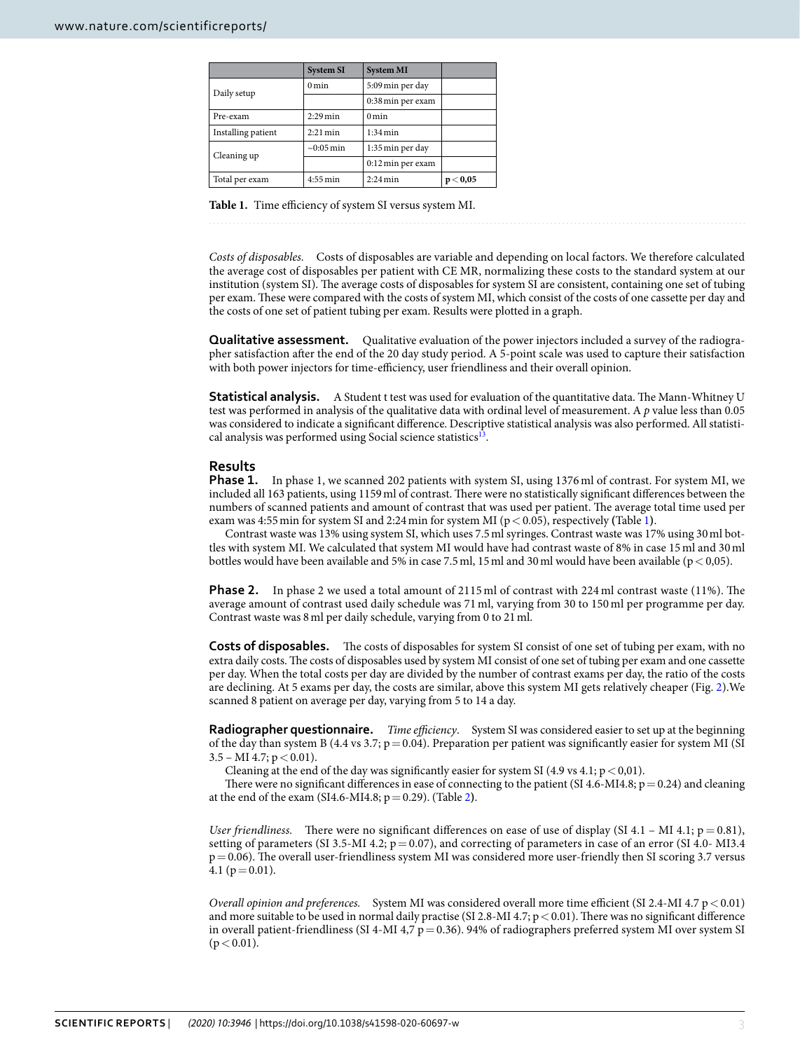|  | System SI | System MI |  |
|---|---|---|---|
| Daily setup | 0 min | 5:09 min per day |  |
|  |  | 0:38 min per exam |  |
| Pre-exam | 2:29 min | 0 min |  |
| Installing patient | 2:21 min | 1:34 min |  |
| Cleaning up | ~0:05 min | 1:35 min per day |  |
|  |  | 0:12 min per exam |  |
| Total per exam | 4:55 min | 2:24 min | **p < 0,05** |

**Table 1.** Time efficiency of system SI versus system MI.

*Costs of disposables.* Costs of disposables are variable and depending on local factors. We therefore calculated the average cost of disposables per patient with CE MR, normalizing these costs to the standard system at our institution (system SI). The average costs of disposables for system SI are consistent, containing one set of tubing per exam. These were compared with the costs of system MI, which consist of the costs of one cassette per day and the costs of one set of patient tubing per exam. Results were plotted in a graph.

**Qualitative assessment.** Qualitative evaluation of the power injectors included a survey of the radiographer satisfaction after the end of the 20 day study period. A 5-point scale was used to capture their satisfaction with both power injectors for time-efficiency, user friendliness and their overall opinion.

**Statistical analysis.** A Student t test was used for evaluation of the quantitative data. The Mann-Whitney U test was performed in analysis of the qualitative data with ordinal level of measurement. A *p* value less than 0.05 was considered to indicate a significant difference. Descriptive statistical analysis was also performed. All statistical analysis was performed using Social science statistics[13].

## Results

**Phase 1.** In phase 1, we scanned 202 patients with system SI, using 1376 ml of contrast. For system MI, we included all 163 patients, using 1159 ml of contrast. There were no statistically significant differences between the numbers of scanned patients and amount of contrast that was used per patient. The average total time used per exam was 4:55 min for system SI and 2:24 min for system MI ($p < 0.05$), respectively (Table 1).

Contrast waste was 13% using system SI, which uses 7.5 ml syringes. Contrast waste was 17% using 30 ml bottles with system MI. We calculated that system MI would have had contrast waste of 8% in case 15 ml and 30 ml bottles would have been available and 5% in case 7.5 ml, 15 ml and 30 ml would have been available ($p < 0{,}05$).

**Phase 2.** In phase 2 we used a total amount of 2115 ml of contrast with 224 ml contrast waste (11%). The average amount of contrast used daily schedule was 71 ml, varying from 30 to 150 ml per programme per day. Contrast waste was 8 ml per daily schedule, varying from 0 to 21 ml.

**Costs of disposables.** The costs of disposables for system SI consist of one set of tubing per exam, with no extra daily costs. The costs of disposables used by system MI consist of one set of tubing per exam and one cassette per day. When the total costs per day are divided by the number of contrast exams per day, the ratio of the costs are declining. At 5 exams per day, the costs are similar, above this system MI gets relatively cheaper (Fig. 2).We scanned 8 patient on average per day, varying from 5 to 14 a day.

**Radiographer questionnaire.** *Time efficiency*. System SI was considered easier to set up at the beginning of the day than system B (4.4 vs 3.7; $p = 0.04$). Preparation per patient was significantly easier for system MI (SI 3.5 – MI 4.7; $p < 0.01$).

Cleaning at the end of the day was significantly easier for system SI (4.9 vs 4.1; $p < 0{,}01$).

There were no significant differences in ease of connecting to the patient (SI 4.6-MI4.8; $p = 0.24$) and cleaning at the end of the exam (SI4.6-MI4.8; $p = 0.29$). (Table 2).

*User friendliness.* There were no significant differences on ease of use of display (SI 4.1 – MI 4.1; $p = 0.81$), setting of parameters (SI 3.5-MI 4.2; $p = 0.07$), and correcting of parameters in case of an error (SI 4.0- MI3.4 $p = 0.06$). The overall user-friendliness system MI was considered more user-friendly then SI scoring 3.7 versus 4.1 ($p = 0.01$).

*Overall opinion and preferences.* System MI was considered overall more time efficient (SI 2.4-MI 4.7 $p < 0.01$) and more suitable to be used in normal daily practise (SI 2.8-MI 4.7; $p < 0.01$). There was no significant difference in overall patient-friendliness (SI 4-MI 4,7 $p = 0.36$). 94% of radiographers preferred system MI over system SI ($p < 0.01$).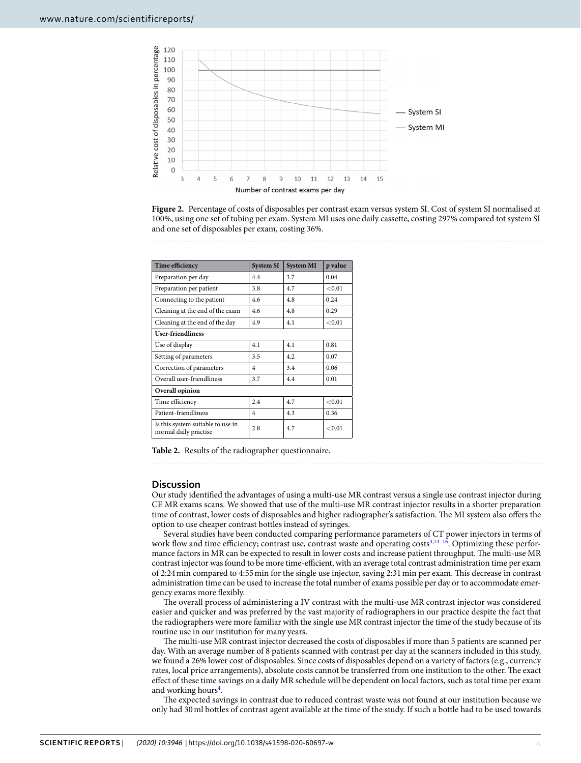**Figure 2.** Percentage of costs of disposables per contrast exam versus system SI. Cost of system SI normalised at 100%, using one set of tubing per exam. System MI uses one daily cassette, costing 297% compared tot system SI and one set of disposables per exam, costing 36%.

| Time efficiency | System SI | System MI | p value |
|---|---|---|---|
| Preparation per day | 4.4 | 3.7 | 0.04 |
| Preparation per patient | 3.8 | 4.7 | <0.01 |
| Connecting to the patient | 4.6 | 4.8 | 0.24 |
| Cleaning at the end of the exam | 4.6 | 4.8 | 0.29 |
| Cleaning at the end of the day | 4.9 | 4.1 | <0.01 |
| **User-friendliness** | | | |
| Use of display | 4.1 | 4.1 | 0.81 |
| Setting of parameters | 3.5 | 4.2 | 0.07 |
| Correction of parameters | 4 | 3.4 | 0.06 |
| Overall user-friendliness | 3.7 | 4.4 | 0.01 |
| **Overall opinion** | | | |
| Time efficiency | 2.4 | 4.7 | <0.01 |
| Patient-friendliness | 4 | 4.3 | 0.36 |
| Is this system suitable to use in normal daily practise | 2.8 | 4.7 | <0.01 |

**Table 2.** Results of the radiographer questionnaire.

## Discussion

Our study identified the advantages of using a multi-use MR contrast versus a single use contrast injector during CE MR exams scans. We showed that use of the multi-use MR contrast injector results in a shorter preparation time of contrast, lower costs of disposables and higher radiographer's satisfaction. The MI system also offers the option to use cheaper contrast bottles instead of syringes.

Several studies have been conducted comparing performance parameters of CT power injectors in terms of work flow and time efficiency; contrast use, contrast waste and operating costs[3,14–16]. Optimizing these performance factors in MR can be expected to result in lower costs and increase patient throughput. The multi-use MR contrast injector was found to be more time-efficient, with an average total contrast administration time per exam of 2:24 min compared to 4:55 min for the single use injector, saving 2:31 min per exam. This decrease in contrast administration time can be used to increase the total number of exams possible per day or to accommodate emergency exams more flexibly.

The overall process of administering a IV contrast with the multi-use MR contrast injector was considered easier and quicker and was preferred by the vast majority of radiographers in our practice despite the fact that the radiographers were more familiar with the single use MR contrast injector the time of the study because of its routine use in our institution for many years.

The multi-use MR contrast injector decreased the costs of disposables if more than 5 patients are scanned per day. With an average number of 8 patients scanned with contrast per day at the scanners included in this study, we found a 26% lower cost of disposables. Since costs of disposables depend on a variety of factors (e.g., currency rates, local price arrangements), absolute costs cannot be transferred from one institution to the other. The exact effect of these time savings on a daily MR schedule will be dependent on local factors, such as total time per exam and working hours[4].

The expected savings in contrast due to reduced contrast waste was not found at our institution because we only had 30 ml bottles of contrast agent available at the time of the study. If such a bottle had to be used towards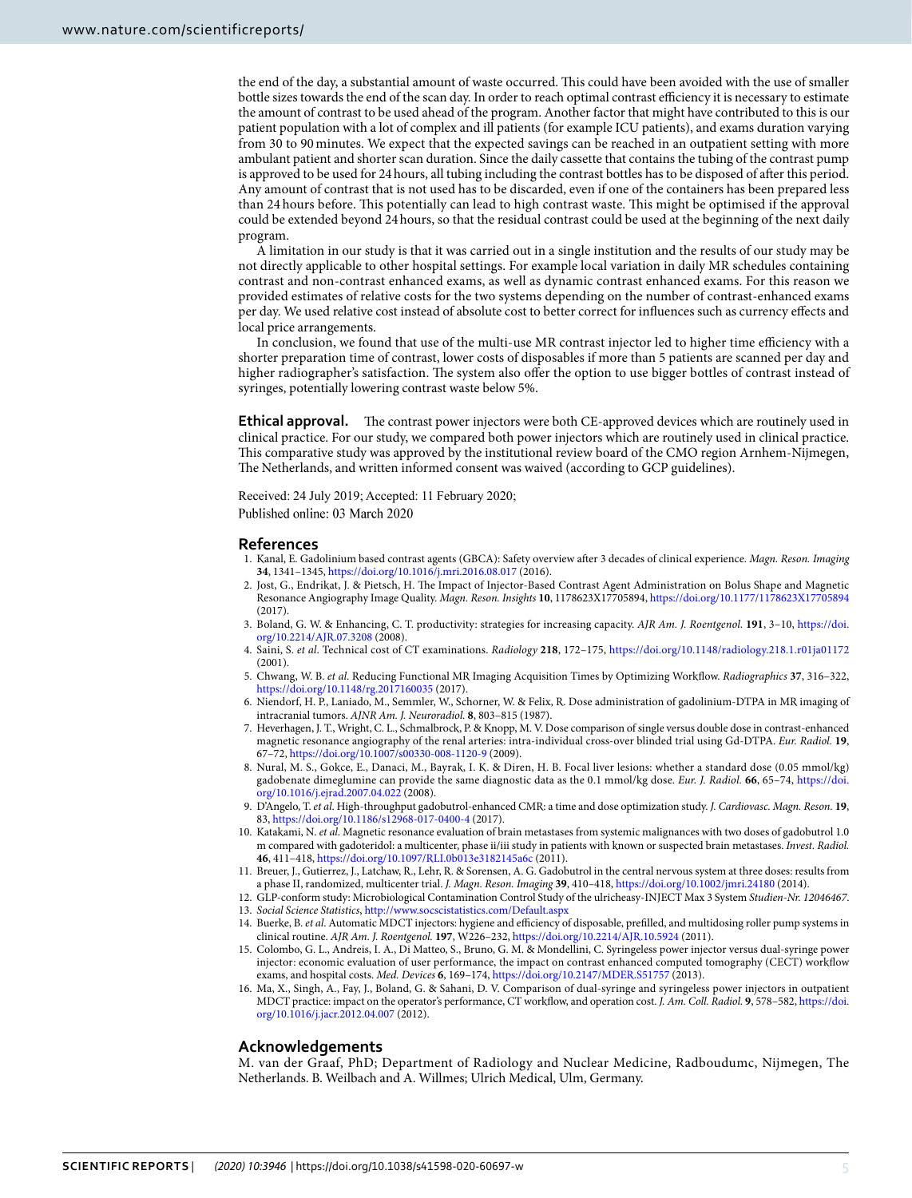the end of the day, a substantial amount of waste occurred. This could have been avoided with the use of smaller bottle sizes towards the end of the scan day. In order to reach optimal contrast efficiency it is necessary to estimate the amount of contrast to be used ahead of the program. Another factor that might have contributed to this is our patient population with a lot of complex and ill patients (for example ICU patients), and exams duration varying from 30 to 90 minutes. We expect that the expected savings can be reached in an outpatient setting with more ambulant patient and shorter scan duration. Since the daily cassette that contains the tubing of the contrast pump is approved to be used for 24 hours, all tubing including the contrast bottles has to be disposed of after this period. Any amount of contrast that is not used has to be discarded, even if one of the containers has been prepared less than 24 hours before. This potentially can lead to high contrast waste. This might be optimised if the approval could be extended beyond 24 hours, so that the residual contrast could be used at the beginning of the next daily program.

A limitation in our study is that it was carried out in a single institution and the results of our study may be not directly applicable to other hospital settings. For example local variation in daily MR schedules containing contrast and non-contrast enhanced exams, as well as dynamic contrast enhanced exams. For this reason we provided estimates of relative costs for the two systems depending on the number of contrast-enhanced exams per day. We used relative cost instead of absolute cost to better correct for influences such as currency effects and local price arrangements.

In conclusion, we found that use of the multi-use MR contrast injector led to higher time efficiency with a shorter preparation time of contrast, lower costs of disposables if more than 5 patients are scanned per day and higher radiographer's satisfaction. The system also offer the option to use bigger bottles of contrast instead of syringes, potentially lowering contrast waste below 5%.

**Ethical approval.** The contrast power injectors were both CE-approved devices which are routinely used in clinical practice. For our study, we compared both power injectors which are routinely used in clinical practice. This comparative study was approved by the institutional review board of the CMO region Arnhem-Nijmegen, The Netherlands, and written informed consent was waived (according to GCP guidelines).

Received: 24 July 2019; Accepted: 11 February 2020;
Published online: 03 March 2020

## References

1. Kanal, E. Gadolinium based contrast agents (GBCA): Safety overview after 3 decades of clinical experience. *Magn. Reson. Imaging* **34**, 1341–1345, https://doi.org/10.1016/j.mri.2016.08.017 (2016).
2. Jost, G., Endrikat, J. & Pietsch, H. The Impact of Injector-Based Contrast Agent Administration on Bolus Shape and Magnetic Resonance Angiography Image Quality. *Magn. Reson. Insights* **10**, 1178623X17705894, https://doi.org/10.1177/1178623X17705894 (2017).
3. Boland, G. W. & Enhancing, C. T. productivity: strategies for increasing capacity. *AJR Am. J. Roentgenol.* **191**, 3–10, https://doi.org/10.2214/AJR.07.3208 (2008).
4. Saini, S. *et al*. Technical cost of CT examinations. *Radiology* **218**, 172–175, https://doi.org/10.1148/radiology.218.1.r01ja01172 (2001).
5. Chwang, W. B. *et al*. Reducing Functional MR Imaging Acquisition Times by Optimizing Workflow. *Radiographics* **37**, 316–322, https://doi.org/10.1148/rg.2017160035 (2017).
6. Niendorf, H. P., Laniado, M., Semmler, W., Schorner, W. & Felix, R. Dose administration of gadolinium-DTPA in MR imaging of intracranial tumors. *AJNR Am. J. Neuroradiol.* **8**, 803–815 (1987).
7. Heverhagen, J. T., Wright, C. L., Schmalbrock, P. & Knopp, M. V. Dose comparison of single versus double dose in contrast-enhanced magnetic resonance angiography of the renal arteries: intra-individual cross-over blinded trial using Gd-DTPA. *Eur. Radiol.* **19**, 67–72, https://doi.org/10.1007/s00330-008-1120-9 (2009).
8. Nural, M. S., Gokce, E., Danaci, M., Bayrak, I. K. & Diren, H. B. Focal liver lesions: whether a standard dose (0.05 mmol/kg) gadobenate dimeglumine can provide the same diagnostic data as the 0.1 mmol/kg dose. *Eur. J. Radiol.* **66**, 65–74, https://doi.org/10.1016/j.ejrad.2007.04.022 (2008).
9. D'Angelo, T. *et al*. High-throughput gadobutrol-enhanced CMR: a time and dose optimization study. *J. Cardiovasc. Magn. Reson.* **19**, 83, https://doi.org/10.1186/s12968-017-0400-4 (2017).
10. Katakami, N. *et al*. Magnetic resonance evaluation of brain metastases from systemic malignances with two doses of gadobutrol 1.0 m compared with gadoteridol: a multicenter, phase ii/iii study in patients with known or suspected brain metastases. *Invest. Radiol.* **46**, 411–418, https://doi.org/10.1097/RLI.0b013e3182145a6c (2011).
11. Breuer, J., Gutierrez, J., Latchaw, R., Lehr, R. & Sorensen, A. G. Gadobutrol in the central nervous system at three doses: results from a phase II, randomized, multicenter trial. *J. Magn. Reson. Imaging* **39**, 410–418, https://doi.org/10.1002/jmri.24180 (2014).
12. GLP-conform study: Microbiological Contamination Control Study of the ulricheasy-INJECT Max 3 System *Studien-Nr. 12046467*.
13. *Social Science Statistics*, http://www.socscistatistics.com/Default.aspx
14. Buerke, B. *et al*. Automatic MDCT injectors: hygiene and efficiency of disposable, prefilled, and multidosing roller pump systems in clinical routine. *AJR Am. J. Roentgenol.* **197**, W226–232, https://doi.org/10.2214/AJR.10.5924 (2011).
15. Colombo, G. L., Andreis, I. A., Di Matteo, S., Bruno, G. M. & Mondellini, C. Syringeless power injector versus dual-syringe power injector: economic evaluation of user performance, the impact on contrast enhanced computed tomography (CECT) workflow exams, and hospital costs. *Med. Devices* **6**, 169–174, https://doi.org/10.2147/MDER.S51757 (2013).
16. Ma, X., Singh, A., Fay, J., Boland, G. & Sahani, D. V. Comparison of dual-syringe and syringeless power injectors in outpatient MDCT practice: impact on the operator's performance, CT workflow, and operation cost. *J. Am. Coll. Radiol.* **9**, 578–582, https://doi.org/10.1016/j.jacr.2012.04.007 (2012).

## Acknowledgements

M. van der Graaf, PhD; Department of Radiology and Nuclear Medicine, Radboudumc, Nijmegen, The Netherlands. B. Weilbach and A. Willmes; Ulrich Medical, Ulm, Germany.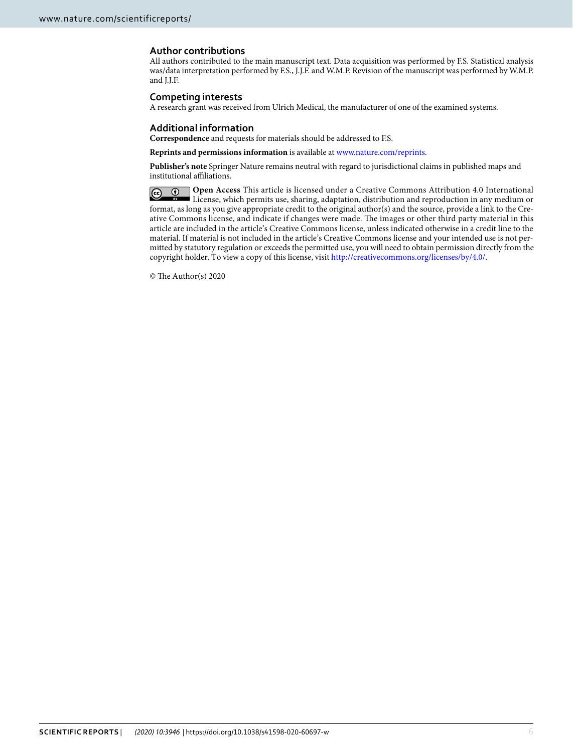## Author contributions

All authors contributed to the main manuscript text. Data acquisition was performed by F.S. Statistical analysis was/data interpretation performed by F.S., J.J.F. and W.M.P. Revision of the manuscript was performed by W.M.P. and J.J.F.

## Competing interests

A research grant was received from Ulrich Medical, the manufacturer of one of the examined systems.

## Additional information

**Correspondence** and requests for materials should be addressed to F.S.

**Reprints and permissions information** is available at www.nature.com/reprints.

**Publisher's note** Springer Nature remains neutral with regard to jurisdictional claims in published maps and institutional affiliations.

**Open Access** This article is licensed under a Creative Commons Attribution 4.0 International License, which permits use, sharing, adaptation, distribution and reproduction in any medium or format, as long as you give appropriate credit to the original author(s) and the source, provide a link to the Creative Commons license, and indicate if changes were made. The images or other third party material in this article are included in the article's Creative Commons license, unless indicated otherwise in a credit line to the material. If material is not included in the article's Creative Commons license and your intended use is not permitted by statutory regulation or exceeds the permitted use, you will need to obtain permission directly from the copyright holder. To view a copy of this license, visit http://creativecommons.org/licenses/by/4.0/.

© The Author(s) 2020